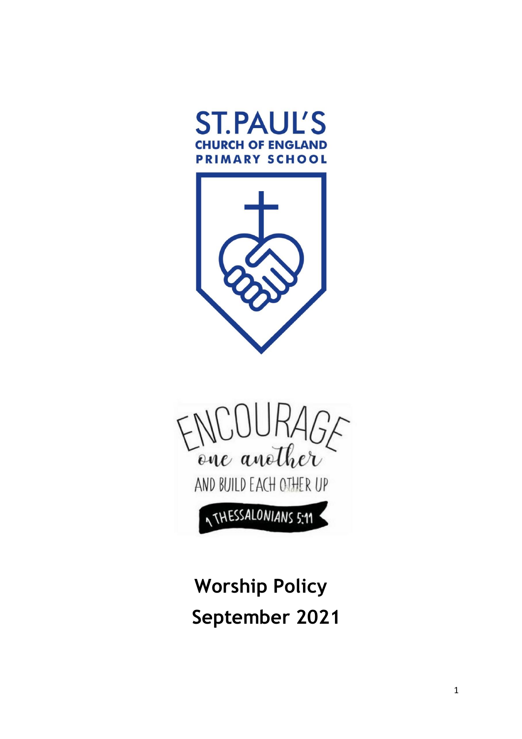ST.PAUL'S
CHURCH OF ENGLAND
PRIMARY SCHOOL

ENCOURAGE one another AND BUILD EACH OTHER UP

1 THESSALONIANS 5:11

# Worship Policy

## September 2021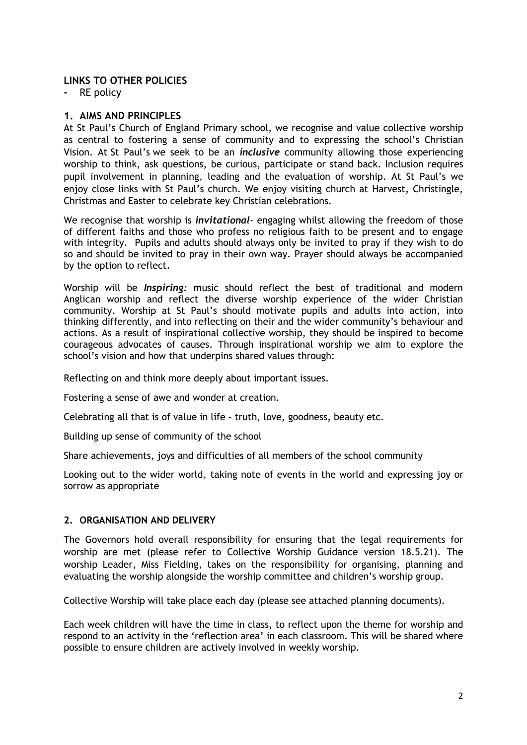## LINKS TO OTHER POLICIES

- RE policy

## 1. AIMS AND PRINCIPLES

At St Paul's Church of England Primary school, we recognise and value collective worship as central to fostering a sense of community and to expressing the school's Christian Vision. At St Paul's we seek to be an ***inclusive*** community allowing those experiencing worship to think, ask questions, be curious, participate or stand back. Inclusion requires pupil involvement in planning, leading and the evaluation of worship. At St Paul's we enjoy close links with St Paul's church. We enjoy visiting church at Harvest, Christingle, Christmas and Easter to celebrate key Christian celebrations.

We recognise that worship is ***invitational***- engaging whilst allowing the freedom of those of different faiths and those who profess no religious faith to be present and to engage with integrity. Pupils and adults should always only be invited to pray if they wish to do so and should be invited to pray in their own way. Prayer should always be accompanied by the option to reflect.

Worship will be ***Inspiring:*** **m**usic should reflect the best of traditional and modern Anglican worship and reflect the diverse worship experience of the wider Christian community. Worship at St Paul's should motivate pupils and adults into action, into thinking differently, and into reflecting on their and the wider community's behaviour and actions. As a result of inspirational collective worship, they should be inspired to become courageous advocates of causes. Through inspirational worship we aim to explore the school's vision and how that underpins shared values through:

Reflecting on and think more deeply about important issues.

Fostering a sense of awe and wonder at creation.

Celebrating all that is of value in life – truth, love, goodness, beauty etc.

Building up sense of community of the school

Share achievements, joys and difficulties of all members of the school community

Looking out to the wider world, taking note of events in the world and expressing joy or sorrow as appropriate

## 2. ORGANISATION AND DELIVERY

The Governors hold overall responsibility for ensuring that the legal requirements for worship are met (please refer to Collective Worship Guidance version 18.5.21). The worship Leader, Miss Fielding, takes on the responsibility for organising, planning and evaluating the worship alongside the worship committee and children's worship group.

Collective Worship will take place each day (please see attached planning documents).

Each week children will have the time in class, to reflect upon the theme for worship and respond to an activity in the 'reflection area' in each classroom. This will be shared where possible to ensure children are actively involved in weekly worship.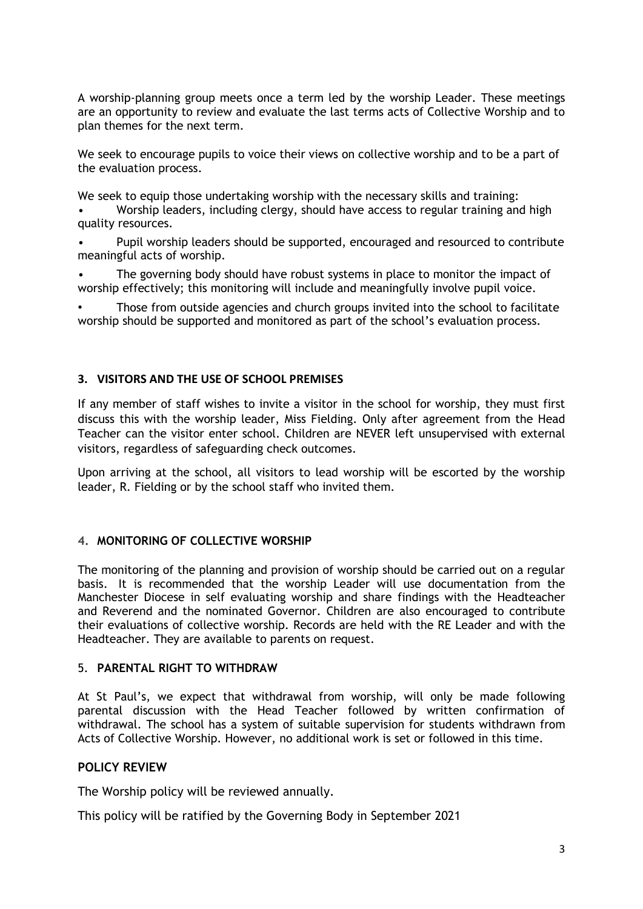A worship-planning group meets once a term led by the worship Leader. These meetings are an opportunity to review and evaluate the last terms acts of Collective Worship and to plan themes for the next term.

We seek to encourage pupils to voice their views on collective worship and to be a part of the evaluation process.

We seek to equip those undertaking worship with the necessary skills and training:

- Worship leaders, including clergy, should have access to regular training and high quality resources.
- Pupil worship leaders should be supported, encouraged and resourced to contribute meaningful acts of worship.
- The governing body should have robust systems in place to monitor the impact of worship effectively; this monitoring will include and meaningfully involve pupil voice.
- Those from outside agencies and church groups invited into the school to facilitate worship should be supported and monitored as part of the school's evaluation process.

### 3. VISITORS AND THE USE OF SCHOOL PREMISES

If any member of staff wishes to invite a visitor in the school for worship, they must first discuss this with the worship leader, Miss Fielding. Only after agreement from the Head Teacher can the visitor enter school. Children are NEVER left unsupervised with external visitors, regardless of safeguarding check outcomes.

Upon arriving at the school, all visitors to lead worship will be escorted by the worship leader, R. Fielding or by the school staff who invited them.

### 4. MONITORING OF COLLECTIVE WORSHIP

The monitoring of the planning and provision of worship should be carried out on a regular basis. It is recommended that the worship Leader will use documentation from the Manchester Diocese in self evaluating worship and share findings with the Headteacher and Reverend and the nominated Governor. Children are also encouraged to contribute their evaluations of collective worship. Records are held with the RE Leader and with the Headteacher. They are available to parents on request.

### 5. PARENTAL RIGHT TO WITHDRAW

At St Paul's, we expect that withdrawal from worship, will only be made following parental discussion with the Head Teacher followed by written confirmation of withdrawal. The school has a system of suitable supervision for students withdrawn from Acts of Collective Worship. However, no additional work is set or followed in this time.

### POLICY REVIEW

The Worship policy will be reviewed annually.

This policy will be ratified by the Governing Body in September 2021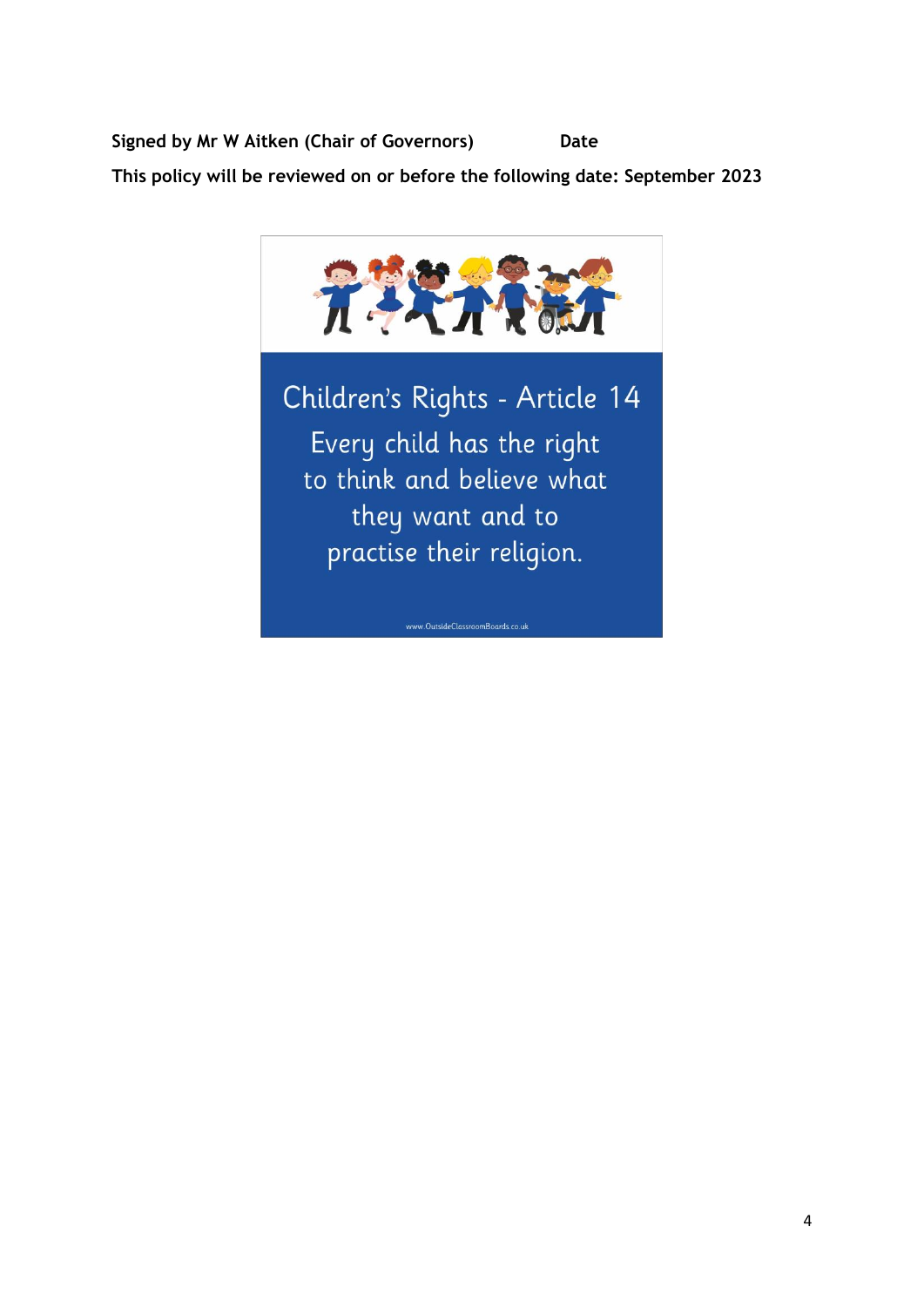**Signed by Mr W Aitken (Chair of Governors)** **Date**

**This policy will be reviewed on or before the following date: September 2023**

Children's Rights - Article 14

Every child has the right to think and believe what they want and to practise their religion.

www.OutsideClassroomBoards.co.uk